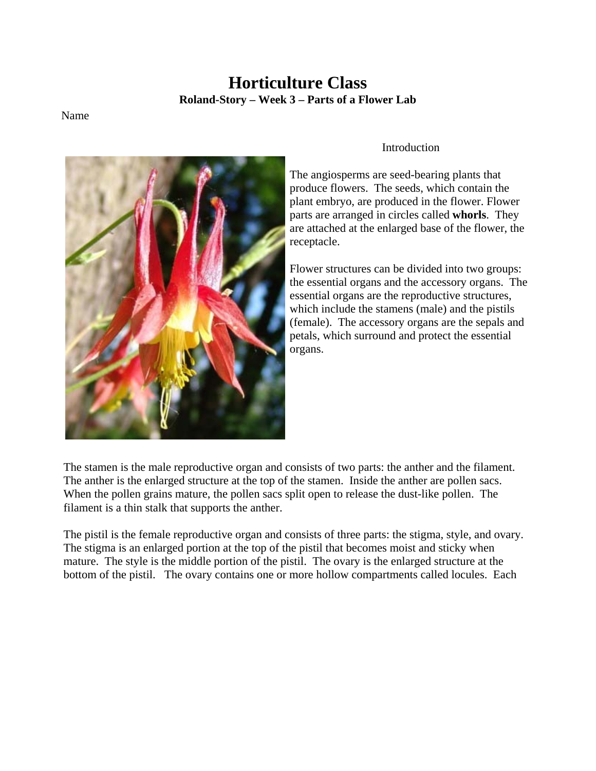# Horticulture Class

**Roland-Story – Week 3 – Parts of a Flower Lab**

Name

## Introduction

The angiosperms are seed-bearing plants that produce flowers. The seeds, which contain the plant embryo, are produced in the flower. Flower parts are arranged in circles called **whorls**. They are attached at the enlarged base of the flower, the receptacle.

Flower structures can be divided into two groups: the essential organs and the accessory organs. The essential organs are the reproductive structures, which include the stamens (male) and the pistils (female). The accessory organs are the sepals and petals, which surround and protect the essential organs.

The stamen is the male reproductive organ and consists of two parts: the anther and the filament. The anther is the enlarged structure at the top of the stamen. Inside the anther are pollen sacs. When the pollen grains mature, the pollen sacs split open to release the dust-like pollen. The filament is a thin stalk that supports the anther.

The pistil is the female reproductive organ and consists of three parts: the stigma, style, and ovary. The stigma is an enlarged portion at the top of the pistil that becomes moist and sticky when mature. The style is the middle portion of the pistil. The ovary is the enlarged structure at the bottom of the pistil. The ovary contains one or more hollow compartments called locules. Each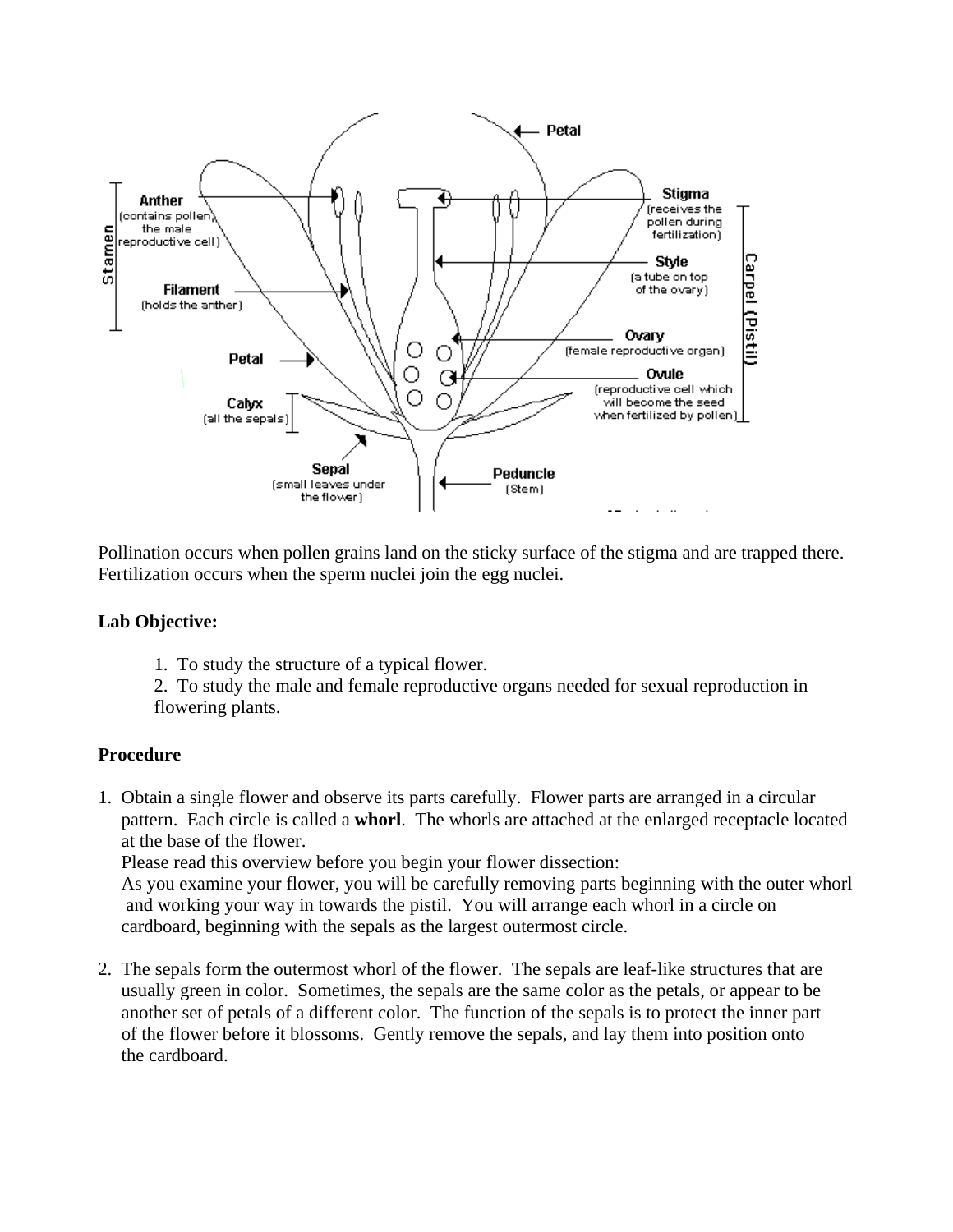Pollination occurs when pollen grains land on the sticky surface of the stigma and are trapped there. Fertilization occurs when the sperm nuclei join the egg nuclei.

**Lab Objective:**

1. To study the structure of a typical flower.
2. To study the male and female reproductive organs needed for sexual reproduction in flowering plants.

**Procedure**

1. Obtain a single flower and observe its parts carefully. Flower parts are arranged in a circular pattern. Each circle is called a **whorl**. The whorls are attached at the enlarged receptacle located at the base of the flower.
   Please read this overview before you begin your flower dissection:
   As you examine your flower, you will be carefully removing parts beginning with the outer whorl and working your way in towards the pistil. You will arrange each whorl in a circle on cardboard, beginning with the sepals as the largest outermost circle.

2. The sepals form the outermost whorl of the flower. The sepals are leaf-like structures that are usually green in color. Sometimes, the sepals are the same color as the petals, or appear to be another set of petals of a different color. The function of the sepals is to protect the inner part of the flower before it blossoms. Gently remove the sepals, and lay them into position onto the cardboard.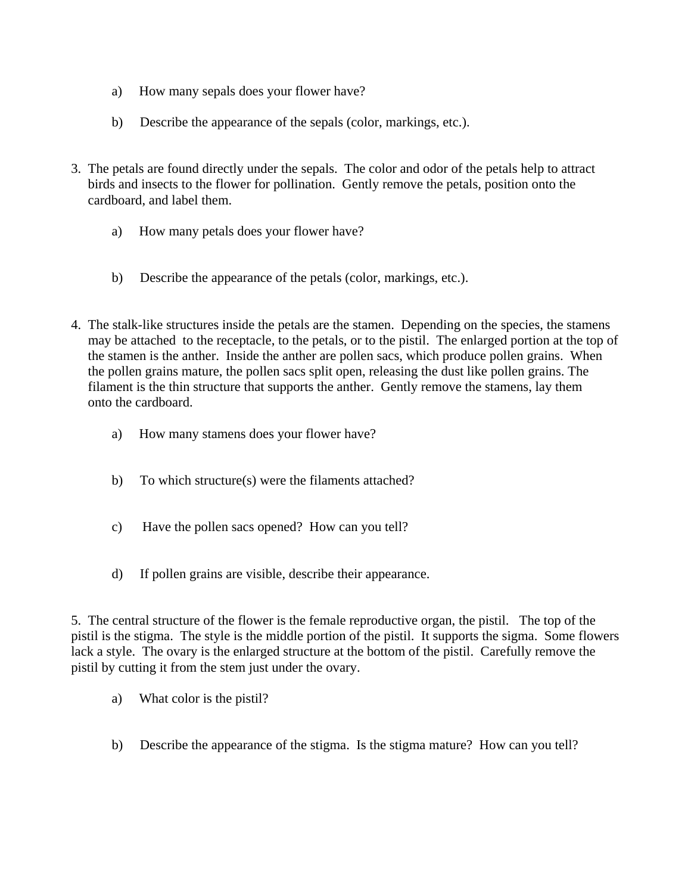a) How many sepals does your flower have?

b) Describe the appearance of the sepals (color, markings, etc.).

3. The petals are found directly under the sepals. The color and odor of the petals help to attract birds and insects to the flower for pollination. Gently remove the petals, position onto the cardboard, and label them.

   a) How many petals does your flower have?

   b) Describe the appearance of the petals (color, markings, etc.).

4. The stalk-like structures inside the petals are the stamen. Depending on the species, the stamens may be attached to the receptacle, to the petals, or to the pistil. The enlarged portion at the top of the stamen is the anther. Inside the anther are pollen sacs, which produce pollen grains. When the pollen grains mature, the pollen sacs split open, releasing the dust like pollen grains. The filament is the thin structure that supports the anther. Gently remove the stamens, lay them onto the cardboard.

   a) How many stamens does your flower have?

   b) To which structure(s) were the filaments attached?

   c) Have the pollen sacs opened? How can you tell?

   d) If pollen grains are visible, describe their appearance.

5. The central structure of the flower is the female reproductive organ, the pistil. The top of the pistil is the stigma. The style is the middle portion of the pistil. It supports the sigma. Some flowers lack a style. The ovary is the enlarged structure at the bottom of the pistil. Carefully remove the pistil by cutting it from the stem just under the ovary.

   a) What color is the pistil?

   b) Describe the appearance of the stigma. Is the stigma mature? How can you tell?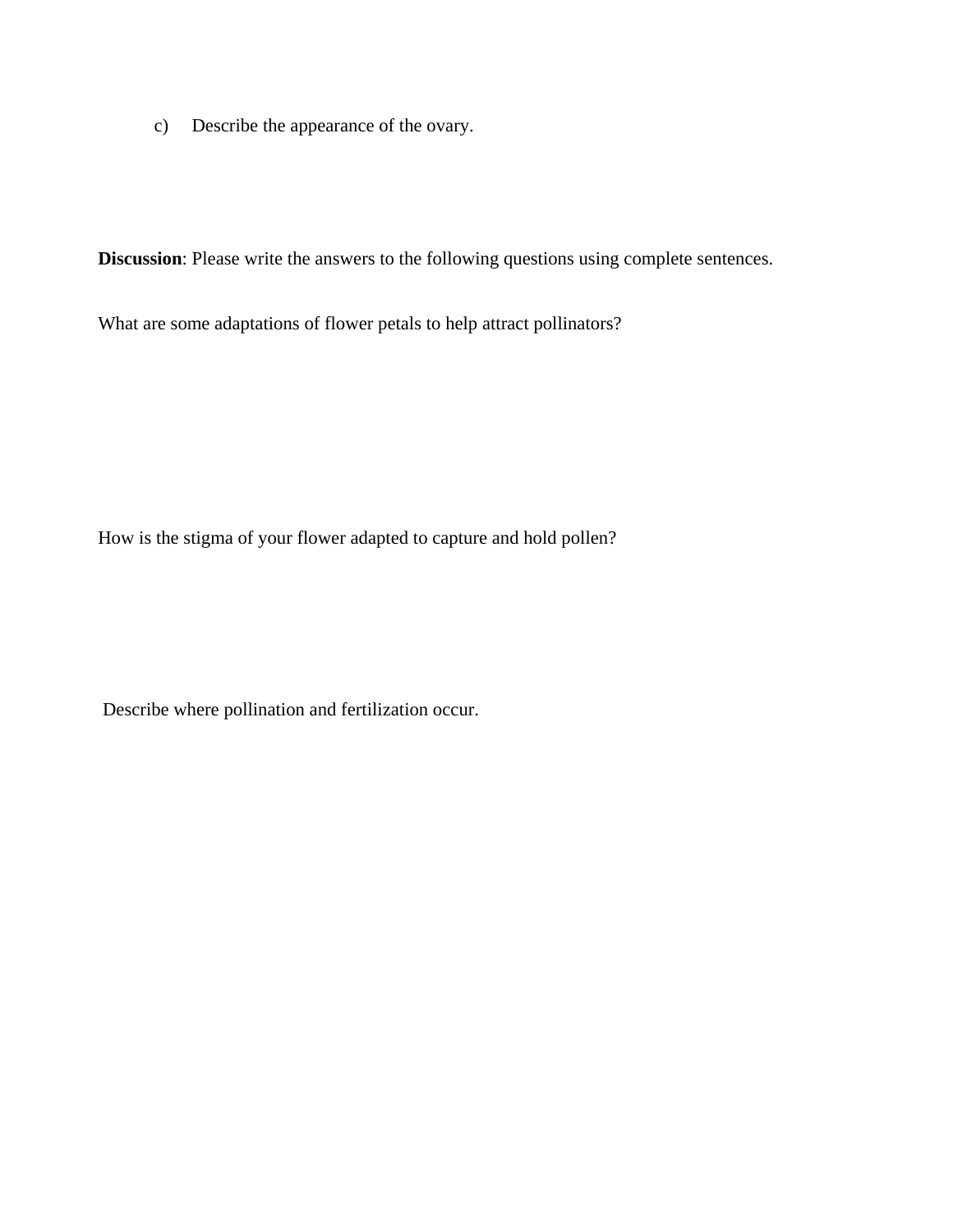c) Describe the appearance of the ovary.

**Discussion**: Please write the answers to the following questions using complete sentences.

What are some adaptations of flower petals to help attract pollinators?

How is the stigma of your flower adapted to capture and hold pollen?

Describe where pollination and fertilization occur.